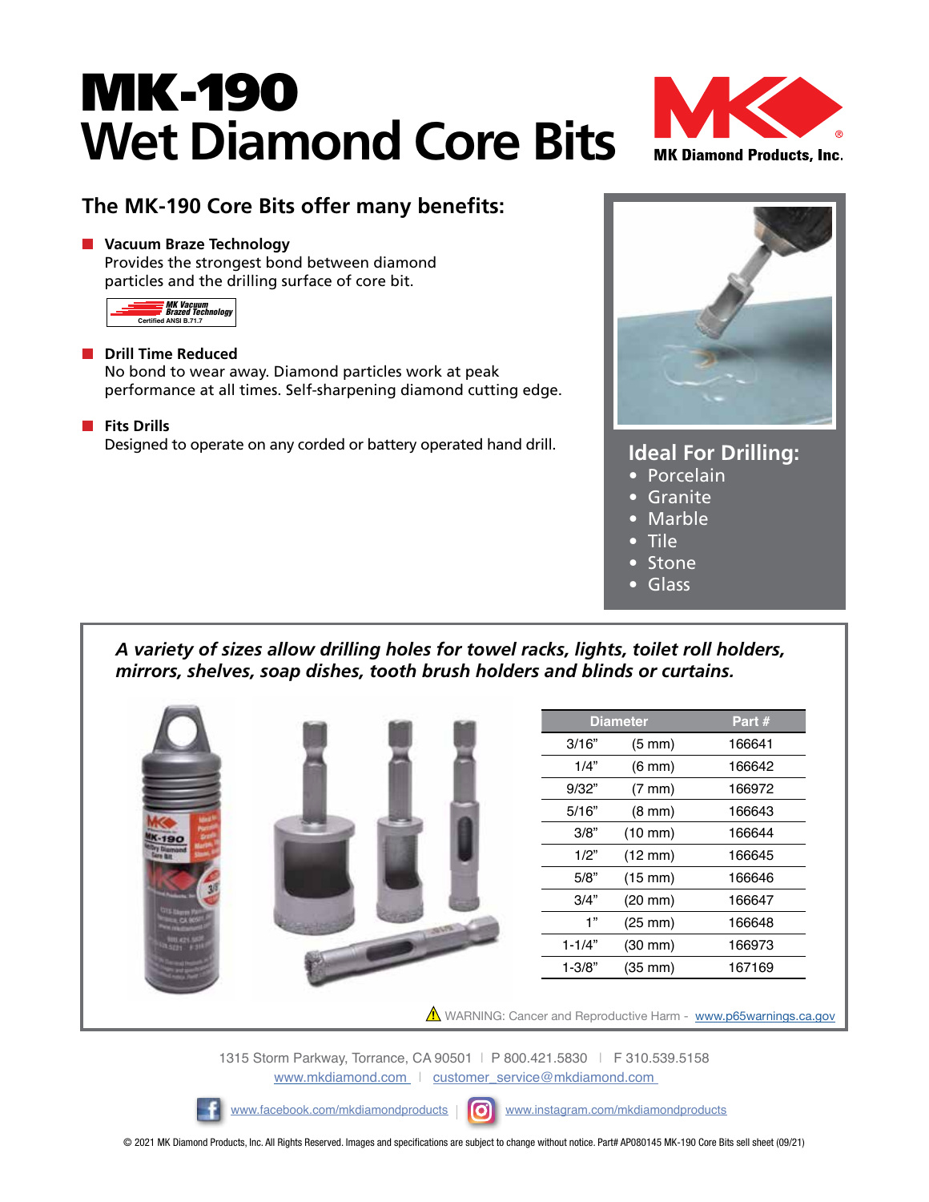# MK-190 Wet Diamond Core Bits

MK Diamond Products, Inc.

## The MK-190 Core Bits offer many benefits:

- **Vacuum Braze Technology**
  Provides the strongest bond between diamond particles and the drilling surface of core bit.

  MK Vacuum Brazed Technology
  Certified ANSI B.71.7

- **Drill Time Reduced**
  No bond to wear away. Diamond particles work at peak performance at all times. Self-sharpening diamond cutting edge.

- **Fits Drills**
  Designed to operate on any corded or battery operated hand drill.

### Ideal For Drilling:

- Porcelain
- Granite
- Marble
- Tile
- Stone
- Glass

***A variety of sizes allow drilling holes for towel racks, lights, toilet roll holders, mirrors, shelves, soap dishes, tooth brush holders and blinds or curtains.***

| Diameter | | Part # |
|---|---|---|
| 3/16" | (5 mm) | 166641 |
| 1/4" | (6 mm) | 166642 |
| 9/32" | (7 mm) | 166972 |
| 5/16" | (8 mm) | 166643 |
| 3/8" | (10 mm) | 166644 |
| 1/2" | (12 mm) | 166645 |
| 5/8" | (15 mm) | 166646 |
| 3/4" | (20 mm) | 166647 |
| 1" | (25 mm) | 166648 |
| 1-1/4" | (30 mm) | 166973 |
| 1-3/8" | (35 mm) | 167169 |

⚠ WARNING: Cancer and Reproductive Harm - www.p65warnings.ca.gov

1315 Storm Parkway, Torrance, CA 90501 | P 800.421.5830 | F 310.539.5158
www.mkdiamond.com | customer_service@mkdiamond.com

www.facebook.com/mkdiamondproducts | www.instagram.com/mkdiamondproducts

© 2021 MK Diamond Products, Inc. All Rights Reserved. Images and specifications are subject to change without notice. Part# AP080145 MK-190 Core Bits sell sheet (09/21)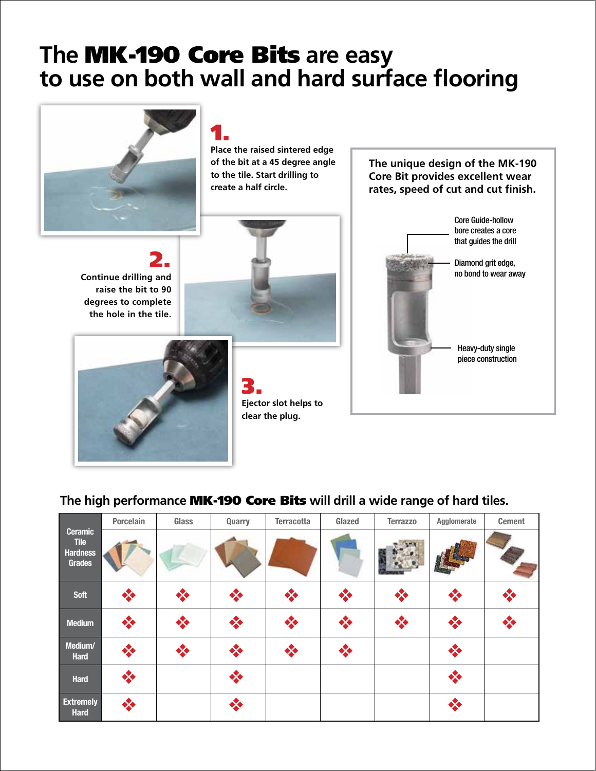# The **MK-190 Core Bits** are easy to use on both wall and hard surface flooring

**1.**
Place the raised sintered edge of the bit at a 45 degree angle to the tile. Start drilling to create a half circle.

**2.**
Continue drilling and raise the bit to 90 degrees to complete the hole in the tile.

**3.**
Ejector slot helps to clear the plug.

**The unique design of the MK-190 Core Bit provides excellent wear rates, speed of cut and cut finish.**

Core Guide-hollow bore creates a core that guides the drill

Diamond grit edge, no bond to wear away

Heavy-duty single piece construction

## The high performance **MK-190 Core Bits** will drill a wide range of hard tiles.

| Ceramic Tile Hardness Grades | Porcelain | Glass | Quarry | Terracotta | Glazed | Terrazzo | Agglomerate | Cement |
|---|---|---|---|---|---|---|---|---|
| Soft | ❖ | ❖ | ❖ | ❖ | ❖ | ❖ | ❖ | ❖ |
| Medium | ❖ | ❖ | ❖ | ❖ | ❖ | ❖ | ❖ | ❖ |
| Medium/ Hard | ❖ | ❖ | ❖ | ❖ | ❖ | | ❖ | |
| Hard | ❖ | | ❖ | | | | ❖ | |
| Extremely Hard | ❖ | | ❖ | | | | ❖ | |